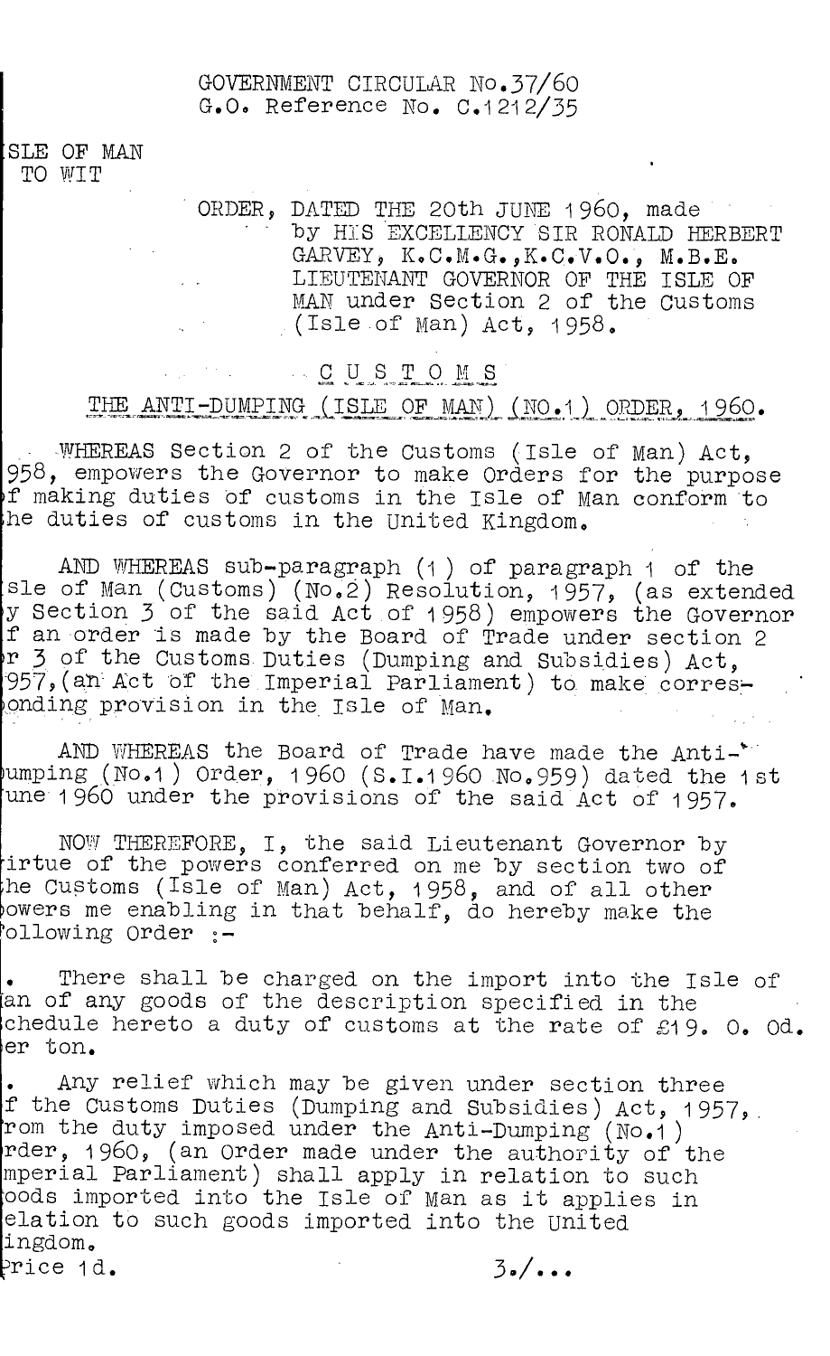GOVERNMENT CIRCULAR No.37/60
G.O. Reference No. C.1212/35

ISLE OF MAN
TO WIT

ORDER, DATED THE 20th JUNE 1960, made by HIS EXCELLENCY SIR RONALD HERBERT GARVEY, K.C.M.G.,K.C.V.O., M.B.E. LIEUTENANT GOVERNOR OF THE ISLE OF MAN under Section 2 of the Customs (Isle of Man) Act, 1958.

## CUSTOMS

## THE ANTI-DUMPING (ISLE OF MAN) (NO.1) ORDER, 1960.

WHEREAS Section 2 of the Customs (Isle of Man) Act, 1958, empowers the Governor to make Orders for the purpose of making duties of customs in the Isle of Man conform to the duties of customs in the United Kingdom.

AND WHEREAS sub-paragraph (1) of paragraph 1 of the Isle of Man (Customs) (No.2) Resolution, 1957, (as extended by Section 3 of the said Act of 1958) empowers the Governor if an order is made by the Board of Trade under section 2 or 3 of the Customs Duties (Dumping and Subsidies) Act, 1957,(an Act of the Imperial Parliament) to make corresponding provision in the Isle of Man.

AND WHEREAS the Board of Trade have made the Anti-Dumping (No.1) Order, 1960 (S.I.1960 No.959) dated the 1st June 1960 under the provisions of the said Act of 1957.

NOW THEREFORE, I, the said Lieutenant Governor by virtue of the powers conferred on me by section two of the Customs (Isle of Man) Act, 1958, and of all other powers me enabling in that behalf, do hereby make the following Order :-

1. There shall be charged on the import into the Isle of Man of any goods of the description specified in the Schedule hereto a duty of customs at the rate of £19. 0. 0d. per ton.

2. Any relief which may be given under section three of the Customs Duties (Dumping and Subsidies) Act, 1957, from the duty imposed under the Anti-Dumping (No.1) Order, 1960, (an Order made under the authority of the Imperial Parliament) shall apply in relation to such goods imported into the Isle of Man as it applies in relation to such goods imported into the United Kingdom.

Price 1d.

3./...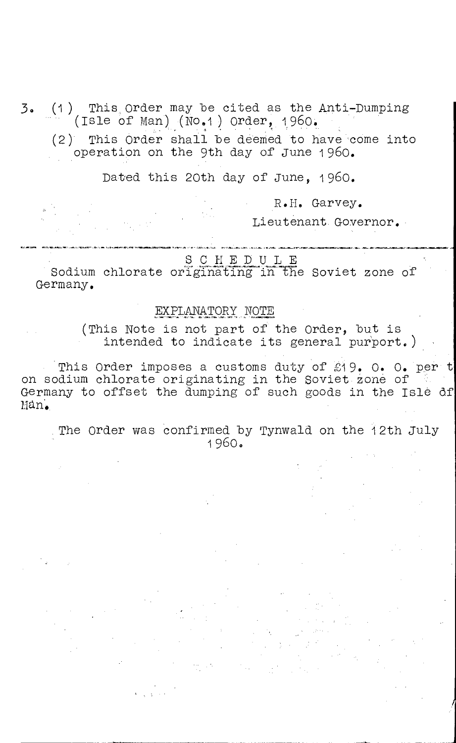3. (1) This Order may be cited as the Anti-Dumping (Isle of Man) (No.1) Order, 1960.

(2) This Order shall be deemed to have come into operation on the 9th day of June 1960.

Dated this 20th day of June, 1960.

R.H. Garvey.

Lieutenant Governor.

---

## SCHEDULE

Sodium chlorate originating in the Soviet zone of Germany.

## EXPLANATORY NOTE

(This Note is not part of the Order, but is intended to indicate its general purport.)

This Order imposes a customs duty of £19. 0. 0. per t on sodium chlorate originating in the Soviet zone of Germany to offset the dumping of such goods in the Isle of Man.

The Order was confirmed by Tynwald on the 12th July 1960.